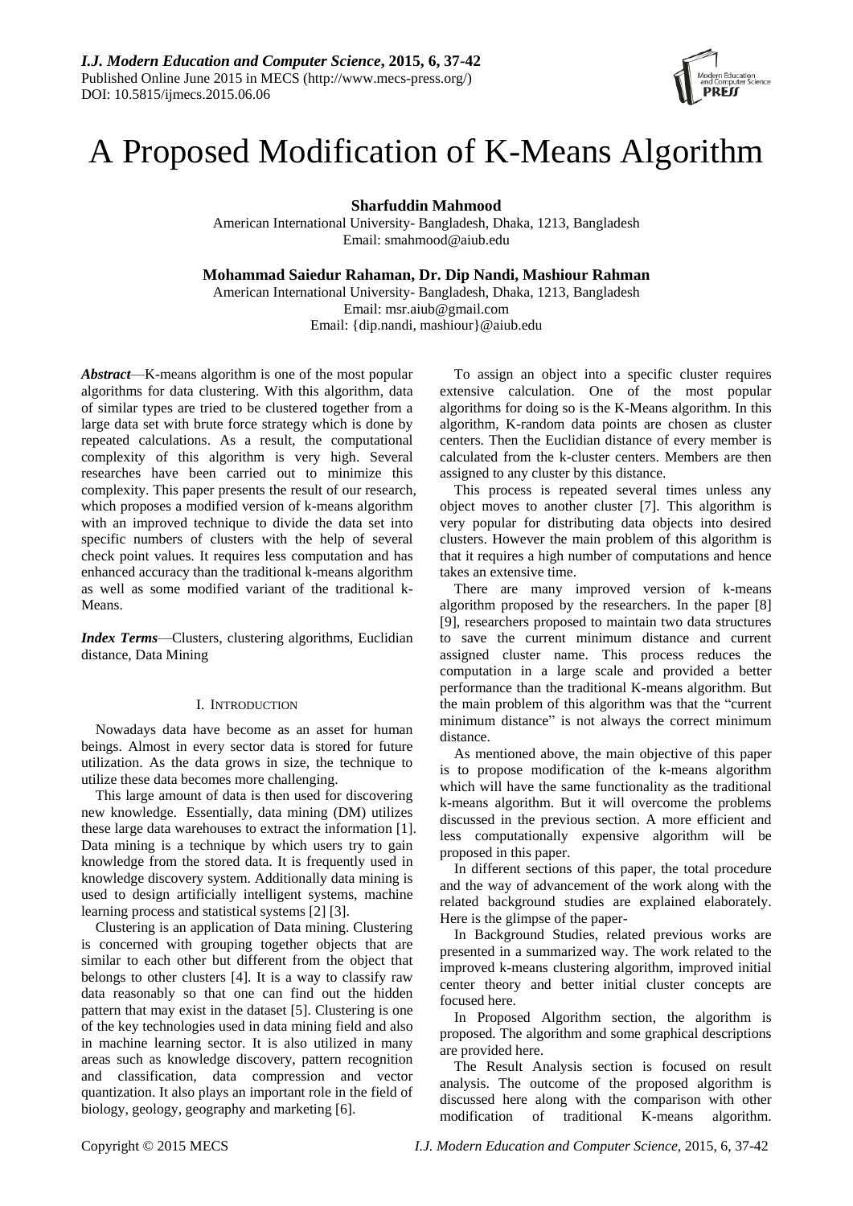# A Proposed Modification of K-Means Algorithm

**Sharfuddin Mahmood**
American International University- Bangladesh, Dhaka, 1213, Bangladesh
Email: smahmood@aiub.edu

**Mohammad Saiedur Rahaman, Dr. Dip Nandi, Mashiour Rahman**
American International University- Bangladesh, Dhaka, 1213, Bangladesh
Email: msr.aiub@gmail.com
Email: {dip.nandi, mashiour}@aiub.edu

***Abstract*****—**K-means algorithm is one of the most popular algorithms for data clustering. With this algorithm, data of similar types are tried to be clustered together from a large data set with brute force strategy which is done by repeated calculations. As a result, the computational complexity of this algorithm is very high. Several researches have been carried out to minimize this complexity. This paper presents the result of our research, which proposes a modified version of k-means algorithm with an improved technique to divide the data set into specific numbers of clusters with the help of several check point values. It requires less computation and has enhanced accuracy than the traditional k-means algorithm as well as some modified variant of the traditional k-Means.

***Index Terms*****—**Clusters, clustering algorithms, Euclidian distance, Data Mining

## I. Introduction

Nowadays data have become as an asset for human beings. Almost in every sector data is stored for future utilization. As the data grows in size, the technique to utilize these data becomes more challenging.

This large amount of data is then used for discovering new knowledge. Essentially, data mining (DM) utilizes these large data warehouses to extract the information [1]. Data mining is a technique by which users try to gain knowledge from the stored data. It is frequently used in knowledge discovery system. Additionally data mining is used to design artificially intelligent systems, machine learning process and statistical systems [2] [3].

Clustering is an application of Data mining. Clustering is concerned with grouping together objects that are similar to each other but different from the object that belongs to other clusters [4]. It is a way to classify raw data reasonably so that one can find out the hidden pattern that may exist in the dataset [5]. Clustering is one of the key technologies used in data mining field and also in machine learning sector. It is also utilized in many areas such as knowledge discovery, pattern recognition and classification, data compression and vector quantization. It also plays an important role in the field of biology, geology, geography and marketing [6].

To assign an object into a specific cluster requires extensive calculation. One of the most popular algorithms for doing so is the K-Means algorithm. In this algorithm, K-random data points are chosen as cluster centers. Then the Euclidian distance of every member is calculated from the k-cluster centers. Members are then assigned to any cluster by this distance.

This process is repeated several times unless any object moves to another cluster [7]. This algorithm is very popular for distributing data objects into desired clusters. However the main problem of this algorithm is that it requires a high number of computations and hence takes an extensive time.

There are many improved version of k-means algorithm proposed by the researchers. In the paper [8] [9], researchers proposed to maintain two data structures to save the current minimum distance and current assigned cluster name. This process reduces the computation in a large scale and provided a better performance than the traditional K-means algorithm. But the main problem of this algorithm was that the "current minimum distance" is not always the correct minimum distance.

As mentioned above, the main objective of this paper is to propose modification of the k-means algorithm which will have the same functionality as the traditional k-means algorithm. But it will overcome the problems discussed in the previous section. A more efficient and less computationally expensive algorithm will be proposed in this paper.

In different sections of this paper, the total procedure and the way of advancement of the work along with the related background studies are explained elaborately. Here is the glimpse of the paper-

In Background Studies, related previous works are presented in a summarized way. The work related to the improved k-means clustering algorithm, improved initial center theory and better initial cluster concepts are focused here.

In Proposed Algorithm section, the algorithm is proposed. The algorithm and some graphical descriptions are provided here.

The Result Analysis section is focused on result analysis. The outcome of the proposed algorithm is discussed here along with the comparison with other modification of traditional K-means algorithm.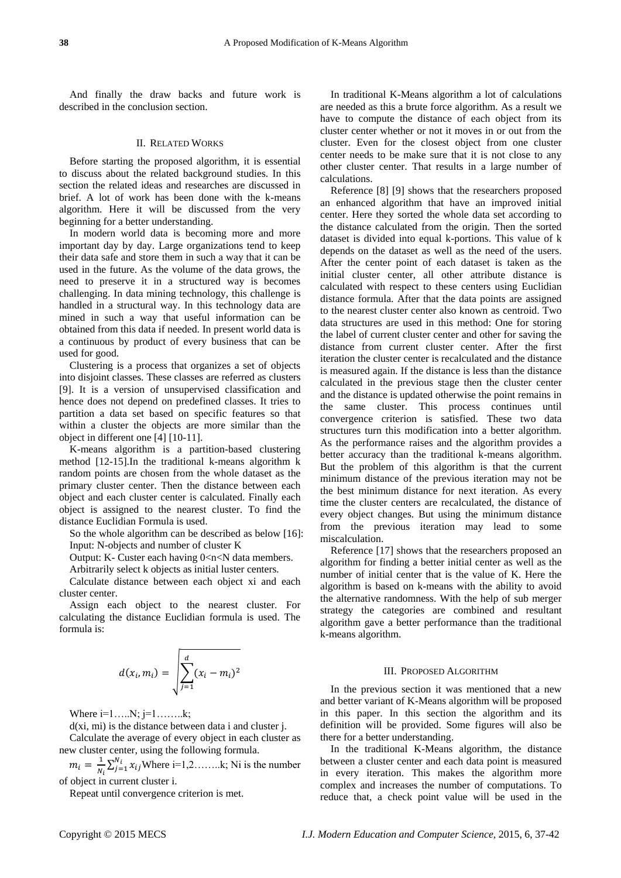And finally the draw backs and future work is described in the conclusion section.

## II. Related Works

Before starting the proposed algorithm, it is essential to discuss about the related background studies. In this section the related ideas and researches are discussed in brief. A lot of work has been done with the k-means algorithm. Here it will be discussed from the very beginning for a better understanding.

In modern world data is becoming more and more important day by day. Large organizations tend to keep their data safe and store them in such a way that it can be used in the future. As the volume of the data grows, the need to preserve it in a structured way is becomes challenging. In data mining technology, this challenge is handled in a structural way. In this technology data are mined in such a way that useful information can be obtained from this data if needed. In present world data is a continuous by product of every business that can be used for good.

Clustering is a process that organizes a set of objects into disjoint classes. These classes are referred as clusters [9]. It is a version of unsupervised classification and hence does not depend on predefined classes. It tries to partition a data set based on specific features so that within a cluster the objects are more similar than the object in different one [4] [10-11].

K-means algorithm is a partition-based clustering method [12-15].In the traditional k-means algorithm k random points are chosen from the whole dataset as the primary cluster center. Then the distance between each object and each cluster center is calculated. Finally each object is assigned to the nearest cluster. To find the distance Euclidian Formula is used.

So the whole algorithm can be described as below [16]:

Input: N-objects and number of cluster K

Output: K- Custer each having 0<n<N data members.

Arbitrarily select k objects as initial luster centers.

Calculate distance between each object xi and each cluster center.

Assign each object to the nearest cluster. For calculating the distance Euclidian formula is used. The formula is:

$$d(x_i, m_i) = \sqrt{\sum_{j=1}^{d} (x_i - m_i)^2}$$

Where i=1…..N; j=1……..k;

d(xi, mi) is the distance between data i and cluster j.

Calculate the average of every object in each cluster as new cluster center, using the following formula.

$m_i = \frac{1}{N_i}\sum_{j=1}^{N_i} x_{ij}$ Where i=1,2……..k; Ni is the number of object in current cluster i.

Repeat until convergence criterion is met.

In traditional K-Means algorithm a lot of calculations are needed as this a brute force algorithm. As a result we have to compute the distance of each object from its cluster center whether or not it moves in or out from the cluster. Even for the closest object from one cluster center needs to be make sure that it is not close to any other cluster center. That results in a large number of calculations.

Reference [8] [9] shows that the researchers proposed an enhanced algorithm that have an improved initial center. Here they sorted the whole data set according to the distance calculated from the origin. Then the sorted dataset is divided into equal k-portions. This value of k depends on the dataset as well as the need of the users. After the center point of each dataset is taken as the initial cluster center, all other attribute distance is calculated with respect to these centers using Euclidian distance formula. After that the data points are assigned to the nearest cluster center also known as centroid. Two data structures are used in this method: One for storing the label of current cluster center and other for saving the distance from current cluster center. After the first iteration the cluster center is recalculated and the distance is measured again. If the distance is less than the distance calculated in the previous stage then the cluster center and the distance is updated otherwise the point remains in the same cluster. This process continues until convergence criterion is satisfied. These two data structures turn this modification into a better algorithm. As the performance raises and the algorithm provides a better accuracy than the traditional k-means algorithm. But the problem of this algorithm is that the current minimum distance of the previous iteration may not be the best minimum distance for next iteration. As every time the cluster centers are recalculated, the distance of every object changes. But using the minimum distance from the previous iteration may lead to some miscalculation.

Reference [17] shows that the researchers proposed an algorithm for finding a better initial center as well as the number of initial center that is the value of K. Here the algorithm is based on k-means with the ability to avoid the alternative randomness. With the help of sub merger strategy the categories are combined and resultant algorithm gave a better performance than the traditional k-means algorithm.

## III. Proposed Algorithm

In the previous section it was mentioned that a new and better variant of K-Means algorithm will be proposed in this paper. In this section the algorithm and its definition will be provided. Some figures will also be there for a better understanding.

In the traditional K-Means algorithm, the distance between a cluster center and each data point is measured in every iteration. This makes the algorithm more complex and increases the number of computations. To reduce that, a check point value will be used in the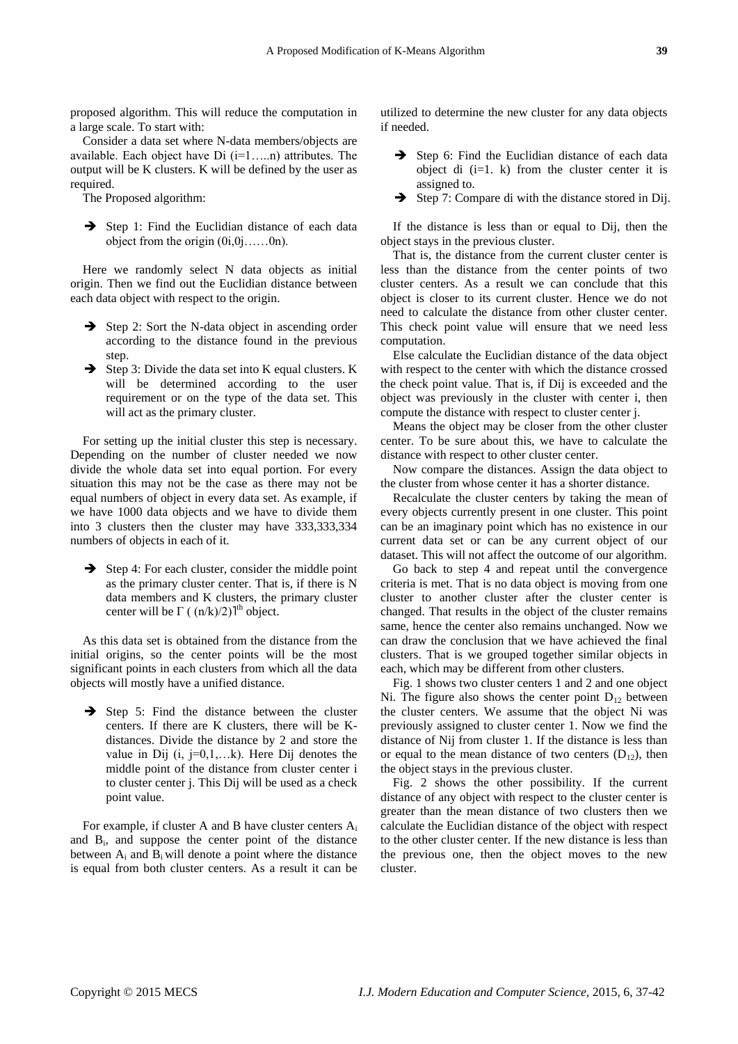proposed algorithm. This will reduce the computation in a large scale. To start with:

Consider a data set where N-data members/objects are available. Each object have Di (i=1…..n) attributes. The output will be K clusters. K will be defined by the user as required.

The Proposed algorithm:

- ➔ Step 1: Find the Euclidian distance of each data object from the origin (0i,0j……0n).

Here we randomly select N data objects as initial origin. Then we find out the Euclidian distance between each data object with respect to the origin.

- ➔ Step 2: Sort the N-data object in ascending order according to the distance found in the previous step.
- ➔ Step 3: Divide the data set into K equal clusters. K will be determined according to the user requirement or on the type of the data set. This will act as the primary cluster.

For setting up the initial cluster this step is necessary. Depending on the number of cluster needed we now divide the whole data set into equal portion. For every situation this may not be the case as there may not be equal numbers of object in every data set. As example, if we have 1000 data objects and we have to divide them into 3 clusters then the cluster may have 333,333,334 numbers of objects in each of it.

- ➔ Step 4: For each cluster, consider the middle point as the primary cluster center. That is, if there is N data members and K clusters, the primary cluster center will be $\Gamma$ ( $(n/k)/2$)$\rceil^{th}$ object.

As this data set is obtained from the distance from the initial origins, so the center points will be the most significant points in each clusters from which all the data objects will mostly have a unified distance.

- ➔ Step 5: Find the distance between the cluster centers. If there are K clusters, there will be K-distances. Divide the distance by 2 and store the value in Dij (i, j=0,1,…k). Here Dij denotes the middle point of the distance from cluster center i to cluster center j. This Dij will be used as a check point value.

For example, if cluster A and B have cluster centers $A_i$ and $B_i$, and suppose the center point of the distance between $A_i$ and $B_i$ will denote a point where the distance is equal from both cluster centers. As a result it can be utilized to determine the new cluster for any data objects if needed.

- ➔ Step 6: Find the Euclidian distance of each data object di (i=1. k) from the cluster center it is assigned to.
- ➔ Step 7: Compare di with the distance stored in Dij.

If the distance is less than or equal to Dij, then the object stays in the previous cluster.

That is, the distance from the current cluster center is less than the distance from the center points of two cluster centers. As a result we can conclude that this object is closer to its current cluster. Hence we do not need to calculate the distance from other cluster center. This check point value will ensure that we need less computation.

Else calculate the Euclidian distance of the data object with respect to the center with which the distance crossed the check point value. That is, if Dij is exceeded and the object was previously in the cluster with center i, then compute the distance with respect to cluster center j.

Means the object may be closer from the other cluster center. To be sure about this, we have to calculate the distance with respect to other cluster center.

Now compare the distances. Assign the data object to the cluster from whose center it has a shorter distance.

Recalculate the cluster centers by taking the mean of every objects currently present in one cluster. This point can be an imaginary point which has no existence in our current data set or can be any current object of our dataset. This will not affect the outcome of our algorithm.

Go back to step 4 and repeat until the convergence criteria is met. That is no data object is moving from one cluster to another cluster after the cluster center is changed. That results in the object of the cluster remains same, hence the center also remains unchanged. Now we can draw the conclusion that we have achieved the final clusters. That is we grouped together similar objects in each, which may be different from other clusters.

Fig. 1 shows two cluster centers 1 and 2 and one object Ni. The figure also shows the center point $D_{12}$ between the cluster centers. We assume that the object Ni was previously assigned to cluster center 1. Now we find the distance of Nij from cluster 1. If the distance is less than or equal to the mean distance of two centers ($D_{12}$), then the object stays in the previous cluster.

Fig. 2 shows the other possibility. If the current distance of any object with respect to the cluster center is greater than the mean distance of two clusters then we calculate the Euclidian distance of the object with respect to the other cluster center. If the new distance is less than the previous one, then the object moves to the new cluster.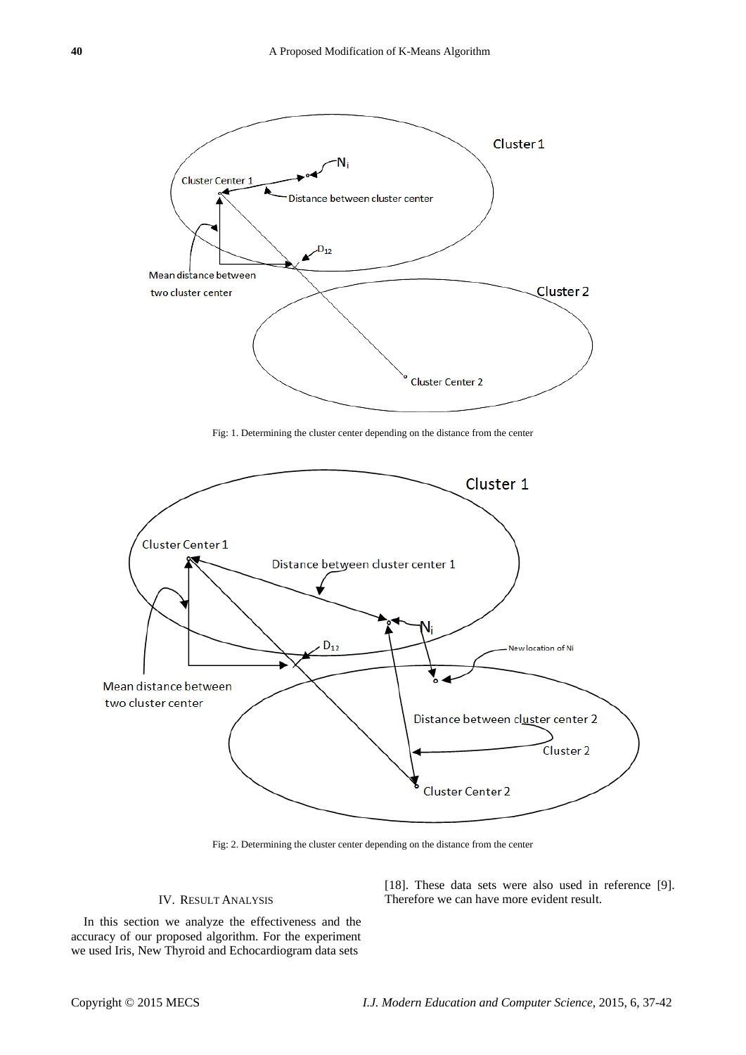Fig: 1. Determining the cluster center depending on the distance from the center

Fig: 2. Determining the cluster center depending on the distance from the center

## IV. Result Analysis

In this section we analyze the effectiveness and the accuracy of our proposed algorithm. For the experiment we used Iris, New Thyroid and Echocardiogram data sets [18]. These data sets were also used in reference [9]. Therefore we can have more evident result.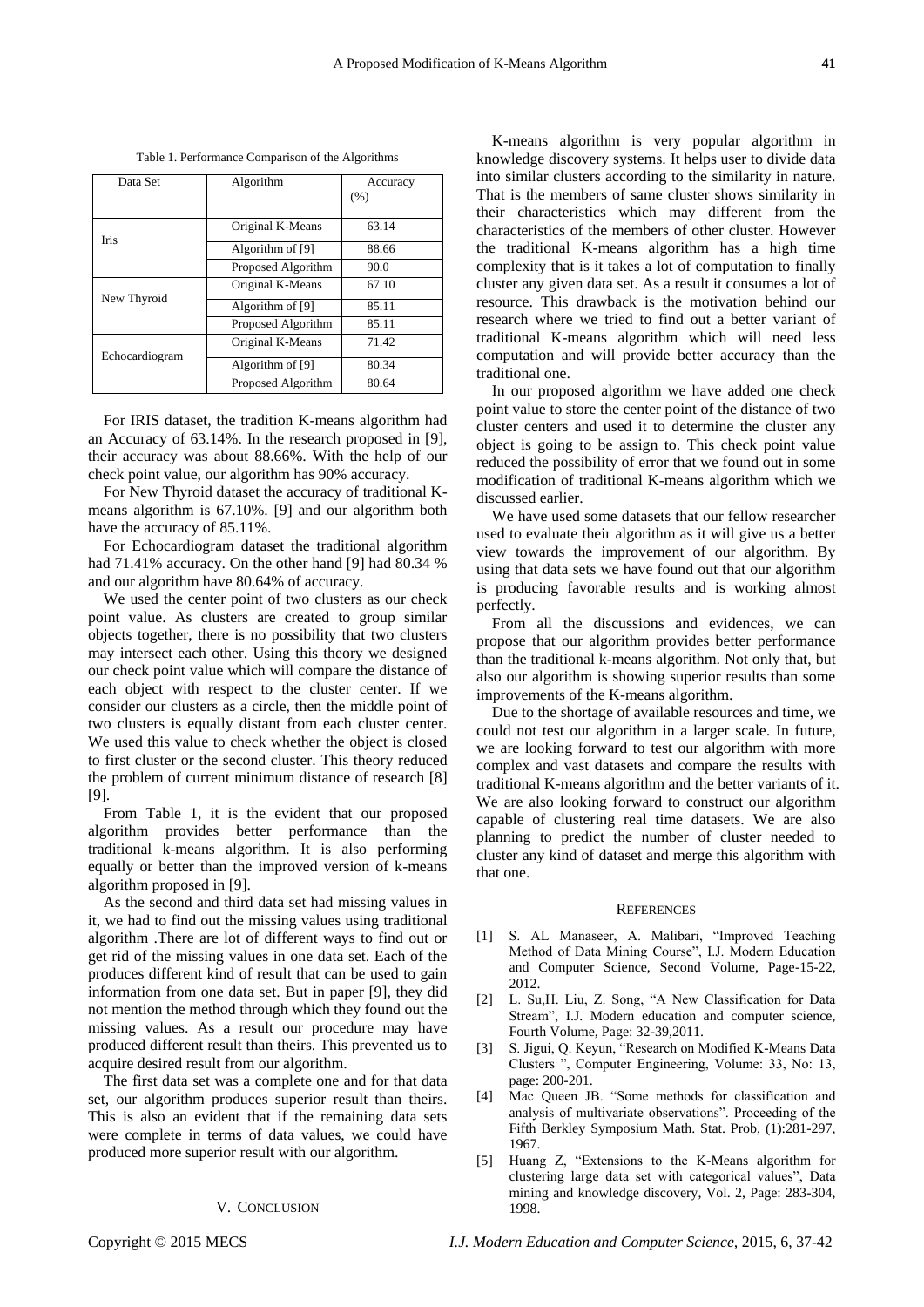Table 1. Performance Comparison of the Algorithms

| Data Set | Algorithm | Accuracy (%) |
|---|---|---|
| Iris | Original K-Means | 63.14 |
| | Algorithm of [9] | 88.66 |
| | Proposed Algorithm | 90.0 |
| New Thyroid | Original K-Means | 67.10 |
| | Algorithm of [9] | 85.11 |
| | Proposed Algorithm | 85.11 |
| Echocardiogram | Original K-Means | 71.42 |
| | Algorithm of [9] | 80.34 |
| | Proposed Algorithm | 80.64 |

For IRIS dataset, the tradition K-means algorithm had an Accuracy of 63.14%. In the research proposed in [9], their accuracy was about 88.66%. With the help of our check point value, our algorithm has 90% accuracy.

For New Thyroid dataset the accuracy of traditional K-means algorithm is 67.10%. [9] and our algorithm both have the accuracy of 85.11%.

For Echocardiogram dataset the traditional algorithm had 71.41% accuracy. On the other hand [9] had 80.34 % and our algorithm have 80.64% of accuracy.

We used the center point of two clusters as our check point value. As clusters are created to group similar objects together, there is no possibility that two clusters may intersect each other. Using this theory we designed our check point value which will compare the distance of each object with respect to the cluster center. If we consider our clusters as a circle, then the middle point of two clusters is equally distant from each cluster center. We used this value to check whether the object is closed to first cluster or the second cluster. This theory reduced the problem of current minimum distance of research [8] [9].

From Table 1, it is the evident that our proposed algorithm provides better performance than the traditional k-means algorithm. It is also performing equally or better than the improved version of k-means algorithm proposed in [9].

As the second and third data set had missing values in it, we had to find out the missing values using traditional algorithm .There are lot of different ways to find out or get rid of the missing values in one data set. Each of the produces different kind of result that can be used to gain information from one data set. But in paper [9], they did not mention the method through which they found out the missing values. As a result our procedure may have produced different result than theirs. This prevented us to acquire desired result from our algorithm.

The first data set was a complete one and for that data set, our algorithm produces superior result than theirs. This is also an evident that if the remaining data sets were complete in terms of data values, we could have produced more superior result with our algorithm.

## V. Conclusion

K-means algorithm is very popular algorithm in knowledge discovery systems. It helps user to divide data into similar clusters according to the similarity in nature. That is the members of same cluster shows similarity in their characteristics which may different from the characteristics of the members of other cluster. However the traditional K-means algorithm has a high time complexity that is it takes a lot of computation to finally cluster any given data set. As a result it consumes a lot of resource. This drawback is the motivation behind our research where we tried to find out a better variant of traditional K-means algorithm which will need less computation and will provide better accuracy than the traditional one.

In our proposed algorithm we have added one check point value to store the center point of the distance of two cluster centers and used it to determine the cluster any object is going to be assign to. This check point value reduced the possibility of error that we found out in some modification of traditional K-means algorithm which we discussed earlier.

We have used some datasets that our fellow researcher used to evaluate their algorithm as it will give us a better view towards the improvement of our algorithm. By using that data sets we have found out that our algorithm is producing favorable results and is working almost perfectly.

From all the discussions and evidences, we can propose that our algorithm provides better performance than the traditional k-means algorithm. Not only that, but also our algorithm is showing superior results than some improvements of the K-means algorithm.

Due to the shortage of available resources and time, we could not test our algorithm in a larger scale. In future, we are looking forward to test our algorithm with more complex and vast datasets and compare the results with traditional K-means algorithm and the better variants of it. We are also looking forward to construct our algorithm capable of clustering real time datasets. We are also planning to predict the number of cluster needed to cluster any kind of dataset and merge this algorithm with that one.

## References

[1] S. AL Manaseer, A. Malibari, "Improved Teaching Method of Data Mining Course", I.J. Modern Education and Computer Science, Second Volume, Page-15-22, 2012.

[2] L. Su,H. Liu, Z. Song, "A New Classification for Data Stream", I.J. Modern education and computer science, Fourth Volume, Page: 32-39,2011.

[3] S. Jigui, Q. Keyun, "Research on Modified K-Means Data Clusters ", Computer Engineering, Volume: 33, No: 13, page: 200-201.

[4] Mac Queen JB. "Some methods for classification and analysis of multivariate observations". Proceeding of the Fifth Berkley Symposium Math. Stat. Prob, (1):281-297, 1967.

[5] Huang Z, "Extensions to the K-Means algorithm for clustering large data set with categorical values", Data mining and knowledge discovery, Vol. 2, Page: 283-304, 1998.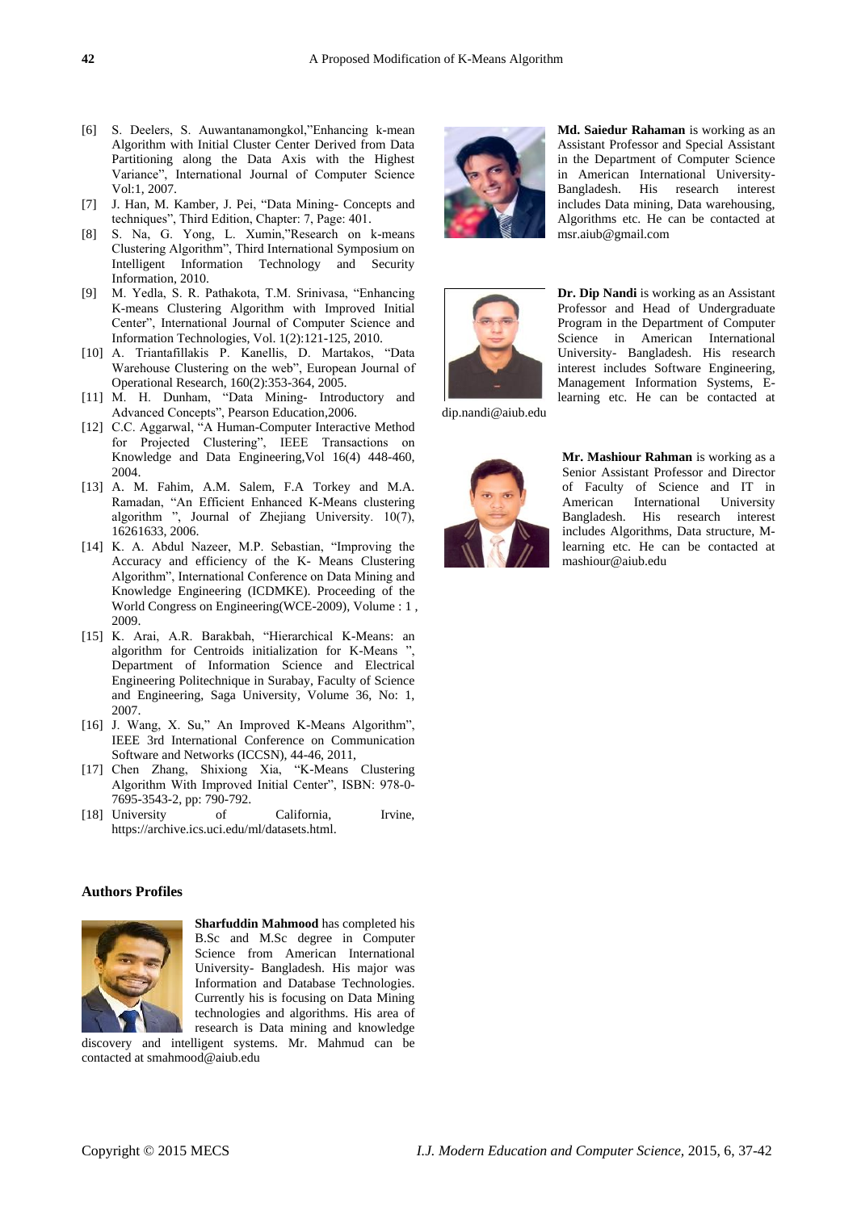[6] S. Deelers, S. Auwantanamongkol,"Enhancing k-mean Algorithm with Initial Cluster Center Derived from Data Partitioning along the Data Axis with the Highest Variance", International Journal of Computer Science Vol:1, 2007.

[7] J. Han, M. Kamber, J. Pei, "Data Mining- Concepts and techniques", Third Edition, Chapter: 7, Page: 401.

[8] S. Na, G. Yong, L. Xumin,"Research on k-means Clustering Algorithm", Third International Symposium on Intelligent Information Technology and Security Information, 2010.

[9] M. Yedla, S. R. Pathakota, T.M. Srinivasa, "Enhancing K-means Clustering Algorithm with Improved Initial Center", International Journal of Computer Science and Information Technologies, Vol. 1(2):121-125, 2010.

[10] A. Triantafillakis P. Kanellis, D. Martakos, "Data Warehouse Clustering on the web", European Journal of Operational Research, 160(2):353-364, 2005.

[11] M. H. Dunham, "Data Mining- Introductory and Advanced Concepts", Pearson Education,2006.

[12] C.C. Aggarwal, "A Human-Computer Interactive Method for Projected Clustering", IEEE Transactions on Knowledge and Data Engineering,Vol 16(4) 448-460, 2004.

[13] A. M. Fahim, A.M. Salem, F.A Torkey and M.A. Ramadan, "An Efficient Enhanced K-Means clustering algorithm ", Journal of Zhejiang University. 10(7), 16261633, 2006.

[14] K. A. Abdul Nazeer, M.P. Sebastian, "Improving the Accuracy and efficiency of the K- Means Clustering Algorithm", International Conference on Data Mining and Knowledge Engineering (ICDMKE). Proceeding of the World Congress on Engineering(WCE-2009), Volume : 1 , 2009.

[15] K. Arai, A.R. Barakbah, "Hierarchical K-Means: an algorithm for Centroids initialization for K-Means ", Department of Information Science and Electrical Engineering Politechnique in Surabay, Faculty of Science and Engineering, Saga University, Volume 36, No: 1, 2007.

[16] J. Wang, X. Su," An Improved K-Means Algorithm", IEEE 3rd International Conference on Communication Software and Networks (ICCSN), 44-46, 2011,

[17] Chen Zhang, Shixiong Xia, "K-Means Clustering Algorithm With Improved Initial Center", ISBN: 978-0-7695-3543-2, pp: 790-792.

[18] University of California, Irvine, https://archive.ics.uci.edu/ml/datasets.html.

## Authors Profiles

**Sharfuddin Mahmood** has completed his B.Sc and M.Sc degree in Computer Science from American International University- Bangladesh. His major was Information and Database Technologies. Currently his is focusing on Data Mining technologies and algorithms. His area of research is Data mining and knowledge discovery and intelligent systems. Mr. Mahmud can be contacted at smahmood@aiub.edu

**Md. Saiedur Rahaman** is working as an Assistant Professor and Special Assistant in the Department of Computer Science in American International University-Bangladesh. His research interest includes Data mining, Data warehousing, Algorithms etc. He can be contacted at msr.aiub@gmail.com

**Dr. Dip Nandi** is working as an Assistant Professor and Head of Undergraduate Program in the Department of Computer Science in American International University- Bangladesh. His research interest includes Software Engineering, Management Information Systems, E-learning etc. He can be contacted at dip.nandi@aiub.edu

**Mr. Mashiour Rahman** is working as a Senior Assistant Professor and Director of Faculty of Science and IT in American International University Bangladesh. His research interest includes Algorithms, Data structure, M-learning etc. He can be contacted at mashiour@aiub.edu